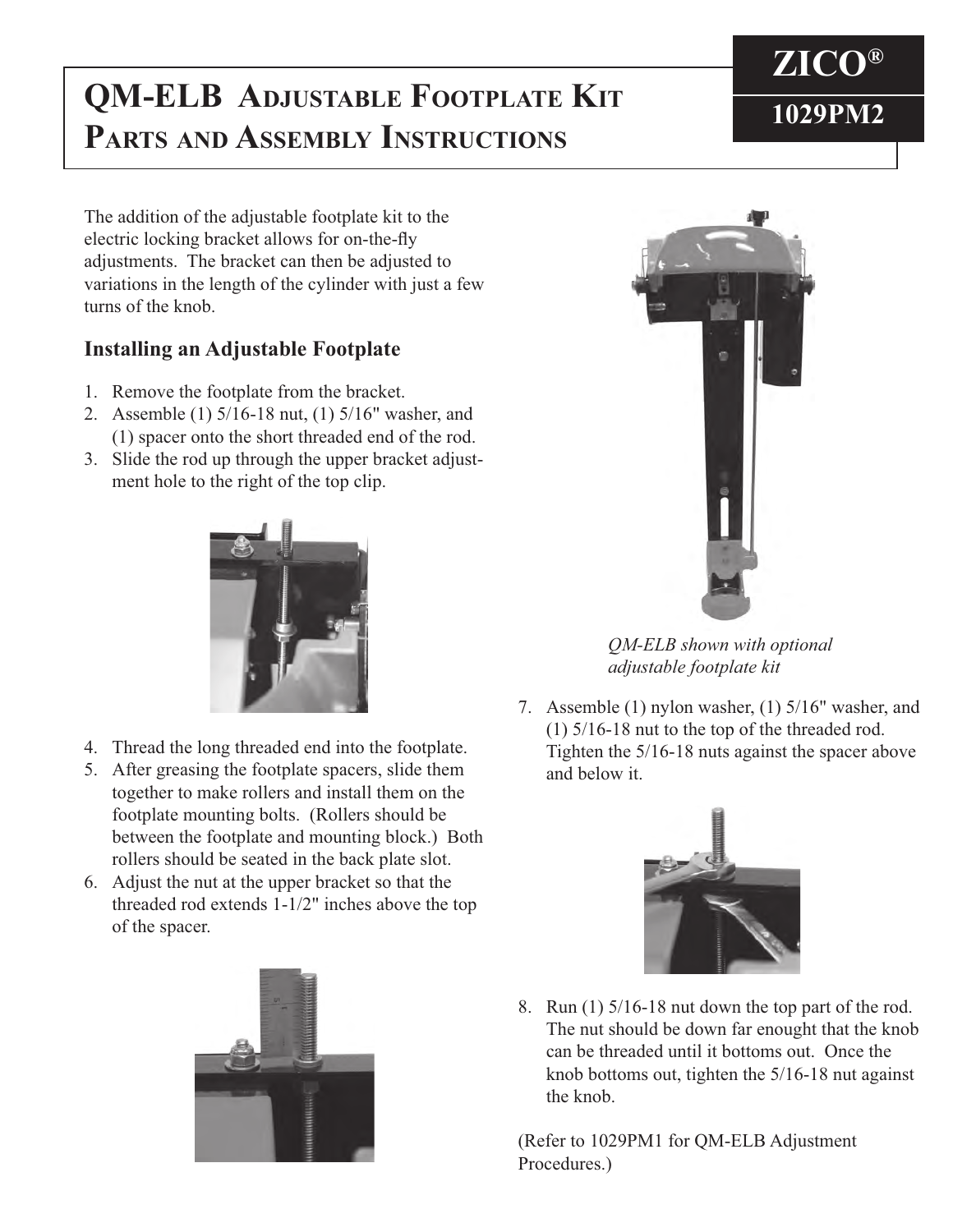# QM-ELB Adjustable Footplate Kit Parts and Assembly Instructions

**ZICO®**

**1029PM2**

The addition of the adjustable footplate kit to the electric locking bracket allows for on-the-fly adjustments. The bracket can then be adjusted to variations in the length of the cylinder with just a few turns of the knob.

## Installing an Adjustable Footplate

1. Remove the footplate from the bracket.
2. Assemble (1) 5/16-18 nut, (1) 5/16" washer, and (1) spacer onto the short threaded end of the rod.
3. Slide the rod up through the upper bracket adjustment hole to the right of the top clip.
4. Thread the long threaded end into the footplate.
5. After greasing the footplate spacers, slide them together to make rollers and install them on the footplate mounting bolts. (Rollers should be between the footplate and mounting block.) Both rollers should be seated in the back plate slot.
6. Adjust the nut at the upper bracket so that the threaded rod extends 1-1/2" inches above the top of the spacer.

*QM-ELB shown with optional adjustable footplate kit*

7. Assemble (1) nylon washer, (1) 5/16" washer, and (1) 5/16-18 nut to the top of the threaded rod. Tighten the 5/16-18 nuts against the spacer above and below it.
8. Run (1) 5/16-18 nut down the top part of the rod. The nut should be down far enought that the knob can be threaded until it bottoms out. Once the knob bottoms out, tighten the 5/16-18 nut against the knob.

(Refer to 1029PM1 for QM-ELB Adjustment Procedures.)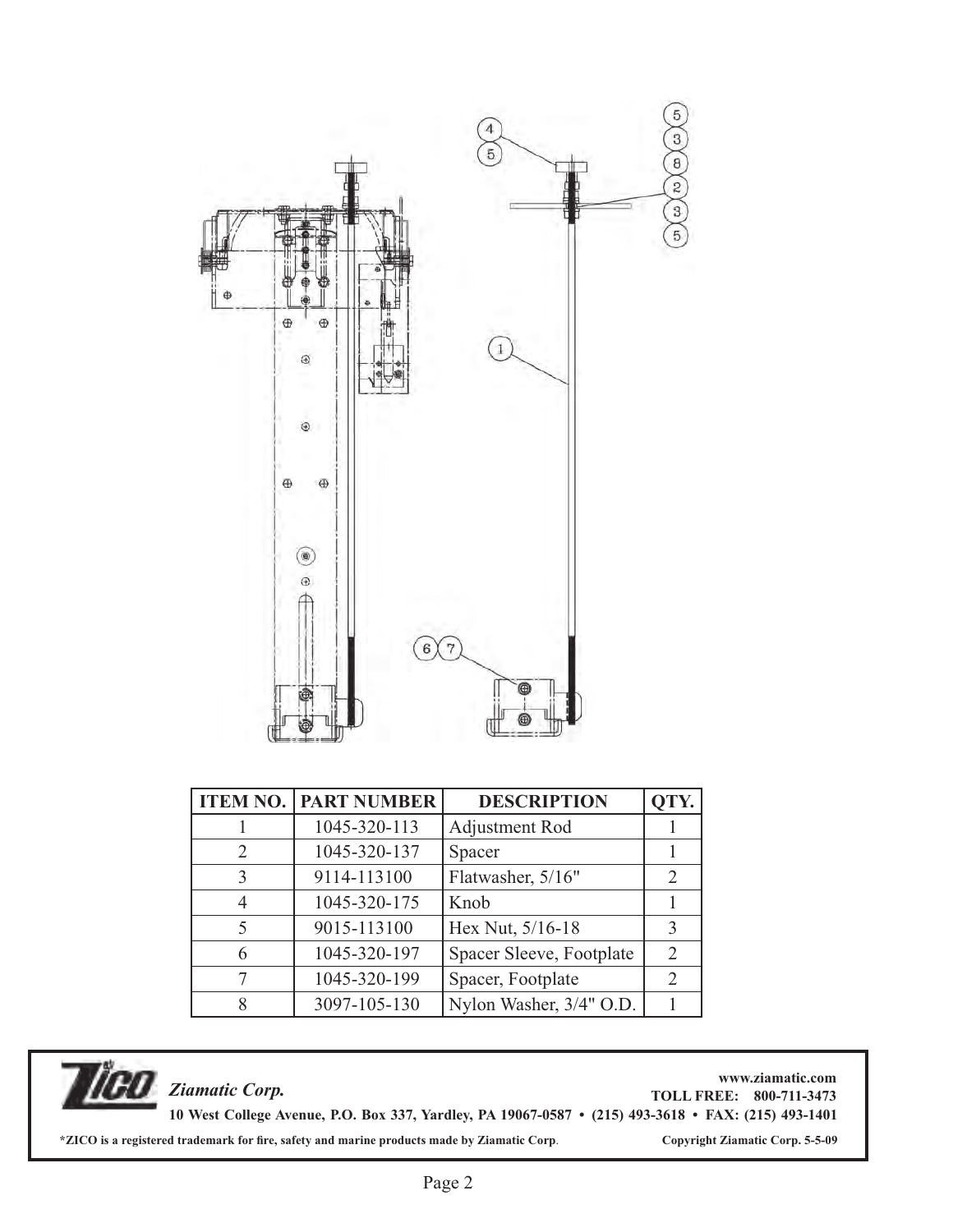| ITEM NO. | PART NUMBER | DESCRIPTION | QTY. |
|---|---|---|---|
| 1 | 1045-320-113 | Adjustment Rod | 1 |
| 2 | 1045-320-137 | Spacer | 1 |
| 3 | 9114-113100 | Flatwasher, 5/16" | 2 |
| 4 | 1045-320-175 | Knob | 1 |
| 5 | 9015-113100 | Hex Nut, 5/16-18 | 3 |
| 6 | 1045-320-197 | Spacer Sleeve, Footplate | 2 |
| 7 | 1045-320-199 | Spacer, Footplate | 2 |
| 8 | 3097-105-130 | Nylon Washer, 3/4" O.D. | 1 |

*Ziamatic Corp.*

**www.ziamatic.com**
**TOLL FREE: 800-711-3473**

**10 West College Avenue, P.O. Box 337, Yardley, PA 19067-0587 • (215) 493-3618 • FAX: (215) 493-1401**

**\*ZICO is a registered trademark for fire, safety and marine products made by Ziamatic Corp.** **Copyright Ziamatic Corp. 5-5-09**